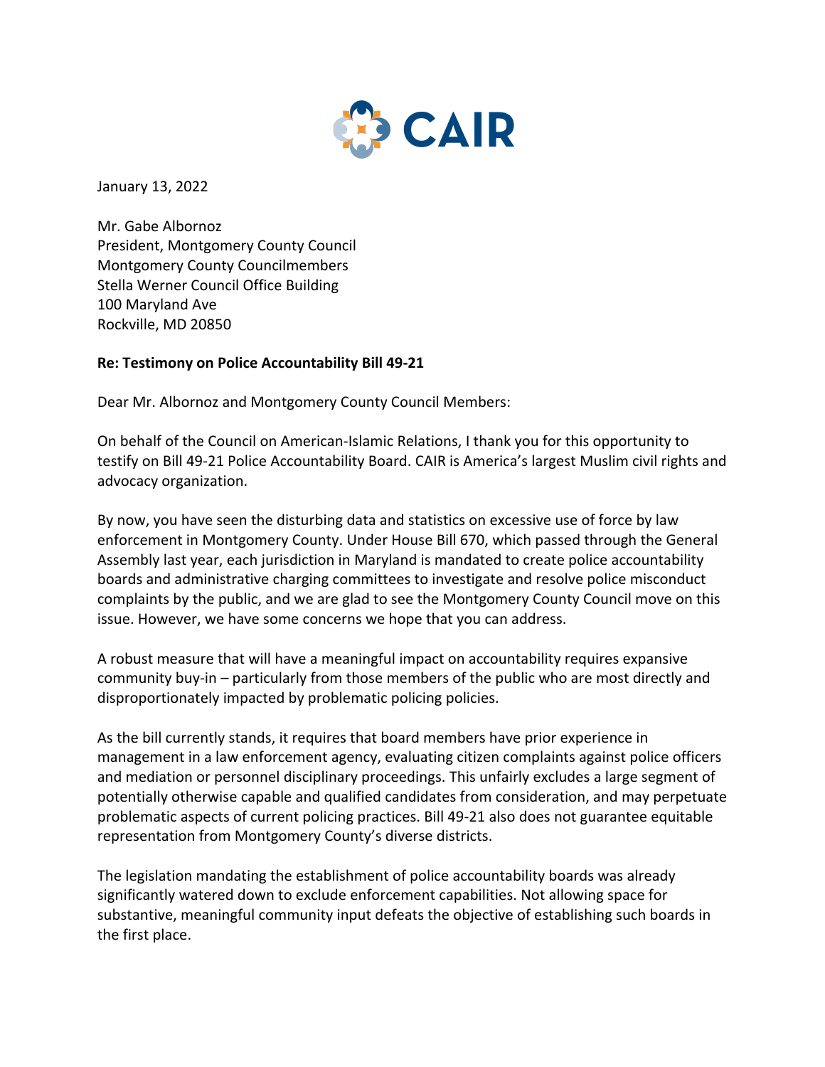CAIR

January 13, 2022

Mr. Gabe Albornoz
President, Montgomery County Council
Montgomery County Councilmembers
Stella Werner Council Office Building
100 Maryland Ave
Rockville, MD 20850

**Re: Testimony on Police Accountability Bill 49-21**

Dear Mr. Albornoz and Montgomery County Council Members:

On behalf of the Council on American-Islamic Relations, I thank you for this opportunity to testify on Bill 49-21 Police Accountability Board. CAIR is America's largest Muslim civil rights and advocacy organization.

By now, you have seen the disturbing data and statistics on excessive use of force by law enforcement in Montgomery County. Under House Bill 670, which passed through the General Assembly last year, each jurisdiction in Maryland is mandated to create police accountability boards and administrative charging committees to investigate and resolve police misconduct complaints by the public, and we are glad to see the Montgomery County Council move on this issue. However, we have some concerns we hope that you can address.

A robust measure that will have a meaningful impact on accountability requires expansive community buy-in – particularly from those members of the public who are most directly and disproportionately impacted by problematic policing policies.

As the bill currently stands, it requires that board members have prior experience in management in a law enforcement agency, evaluating citizen complaints against police officers and mediation or personnel disciplinary proceedings. This unfairly excludes a large segment of potentially otherwise capable and qualified candidates from consideration, and may perpetuate problematic aspects of current policing practices. Bill 49-21 also does not guarantee equitable representation from Montgomery County's diverse districts.

The legislation mandating the establishment of police accountability boards was already significantly watered down to exclude enforcement capabilities. Not allowing space for substantive, meaningful community input defeats the objective of establishing such boards in the first place.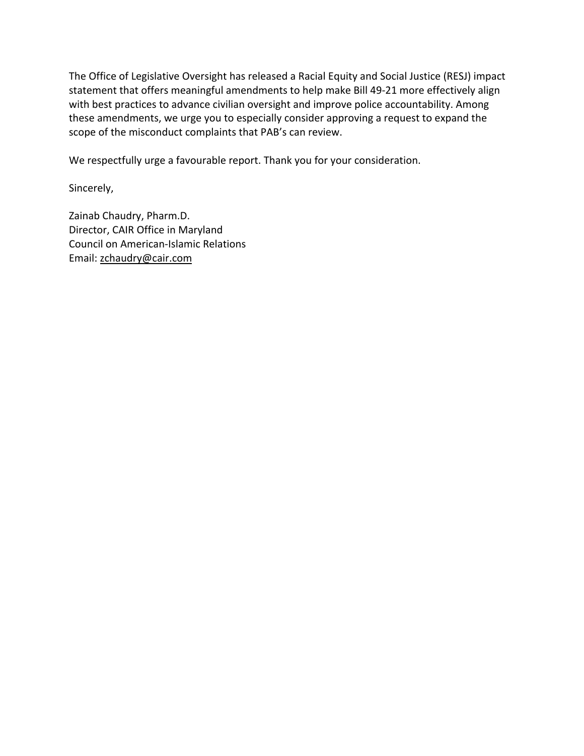The Office of Legislative Oversight has released a Racial Equity and Social Justice (RESJ) impact statement that offers meaningful amendments to help make Bill 49-21 more effectively align with best practices to advance civilian oversight and improve police accountability. Among these amendments, we urge you to especially consider approving a request to expand the scope of the misconduct complaints that PAB's can review.

We respectfully urge a favourable report. Thank you for your consideration.

Sincerely,

Zainab Chaudry, Pharm.D.
Director, CAIR Office in Maryland
Council on American-Islamic Relations
Email: zchaudry@cair.com